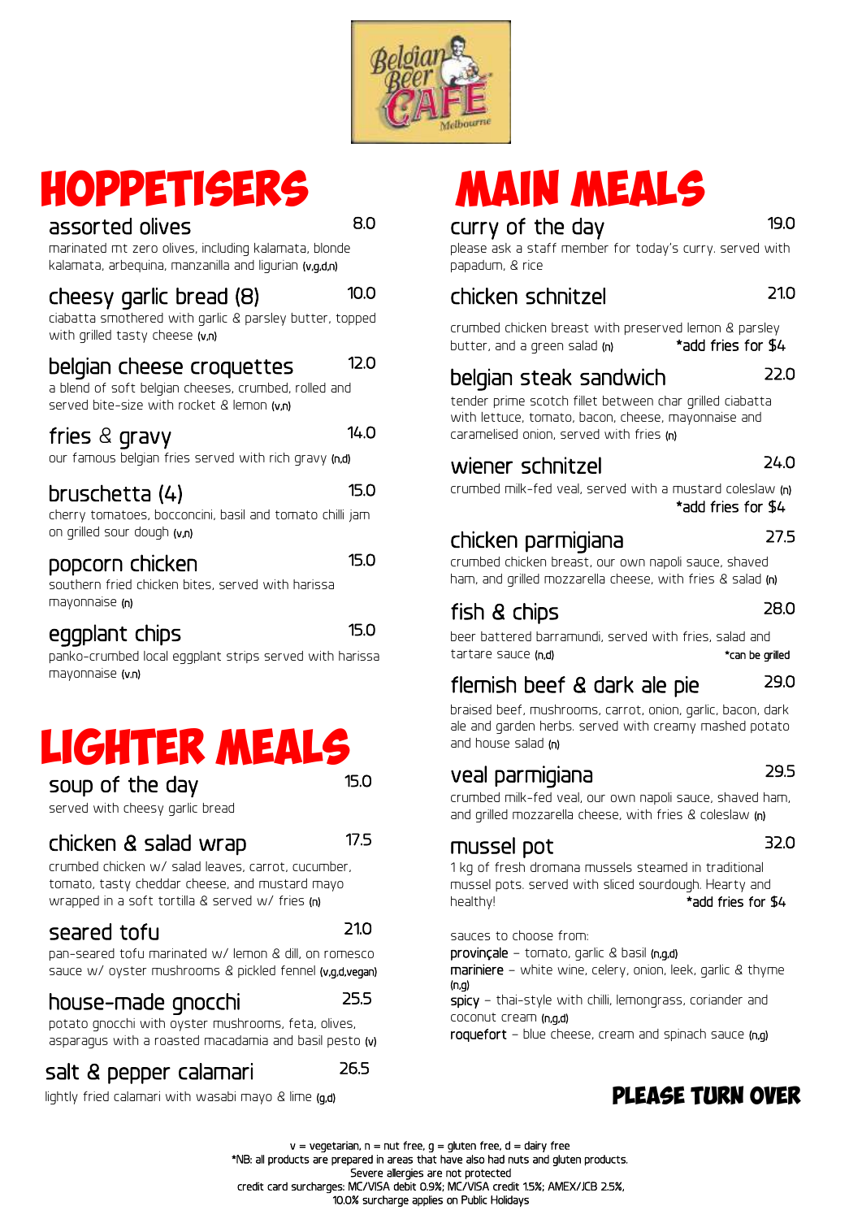# HOPPETISERS

### assorted olives — 8.0
marinated mt zero olives, including kalamata, blonde kalamata, arbequina, manzanilla and ligurian (v,g,d,n)

### cheesy garlic bread (8) — 10.0
ciabatta smothered with garlic & parsley butter, topped with grilled tasty cheese (v,n)

### belgian cheese croquettes — 12.0
a blend of soft belgian cheeses, crumbed, rolled and served bite-size with rocket & lemon (v,n)

### fries & gravy — 14.0
our famous belgian fries served with rich gravy (n,d)

### bruschetta (4) — 15.0
cherry tomatoes, bocconcini, basil and tomato chilli jam on grilled sour dough (v,n)

### popcorn chicken — 15.0
southern fried chicken bites, served with harissa mayonnaise (n)

### eggplant chips — 15.0
panko-crumbed local eggplant strips served with harissa mayonnaise (v,n)

# LIGHTER MEALS

### soup of the day — 15.0
served with cheesy garlic bread

### chicken & salad wrap — 17.5
crumbed chicken w/ salad leaves, carrot, cucumber, tomato, tasty cheddar cheese, and mustard mayo wrapped in a soft tortilla & served w/ fries (n)

### seared tofu — 21.0
pan-seared tofu marinated w/ lemon & dill, on romesco sauce w/ oyster mushrooms & pickled fennel (v,g,d,vegan)

### house-made gnocchi — 25.5
potato gnocchi with oyster mushrooms, feta, olives, asparagus with a roasted macadamia and basil pesto (v)

### salt & pepper calamari — 26.5
lightly fried calamari with wasabi mayo & lime (g,d)

# MAIN MEALS

### curry of the day — 19.0
please ask a staff member for today's curry. served with papadum, & rice

### chicken schnitzel — 21.0
crumbed chicken breast with preserved lemon & parsley butter, and a green salad (n) *add fries for $4

### belgian steak sandwich — 22.0
tender prime scotch fillet between char grilled ciabatta with lettuce, tomato, bacon, cheese, mayonnaise and caramelised onion, served with fries (n)

### wiener schnitzel — 24.0
crumbed milk-fed veal, served with a mustard coleslaw (n) *add fries for $4

### chicken parmigiana — 27.5
crumbed chicken breast, our own napoli sauce, shaved ham, and grilled mozzarella cheese, with fries & salad (n)

### fish & chips — 28.0
beer battered barramundi, served with fries, salad and tartare sauce (n,d) *can be grilled

### flemish beef & dark ale pie — 29.0
braised beef, mushrooms, carrot, onion, garlic, bacon, dark ale and garden herbs. served with creamy mashed potato and house salad (n)

### veal parmigiana — 29.5
crumbed milk-fed veal, our own napoli sauce, shaved ham, and grilled mozzarella cheese, with fries & coleslaw (n)

### mussel pot — 32.0
1 kg of fresh dromana mussels steamed in traditional mussel pots. served with sliced sourdough. Hearty and healthy! *add fries for $4

sauces to choose from:
- **provinçale** – tomato, garlic & basil (n,g,d)
- **mariniere** – white wine, celery, onion, leek, garlic & thyme (n,g)
- **spicy** – thai-style with chilli, lemongrass, coriander and coconut cream (n,g,d)
- **roquefort** – blue cheese, cream and spinach sauce (n,g)

**PLEASE TURN OVER**

v = vegetarian, n = nut free, g = gluten free, d = dairy free
*NB: all products are prepared in areas that have also had nuts and gluten products.
Severe allergies are not protected
credit card surcharges: MC/VISA debit 0.9%; MC/VISA credit 1.5%; AMEX/JCB 2.5%,
10.0% surcharge applies on Public Holidays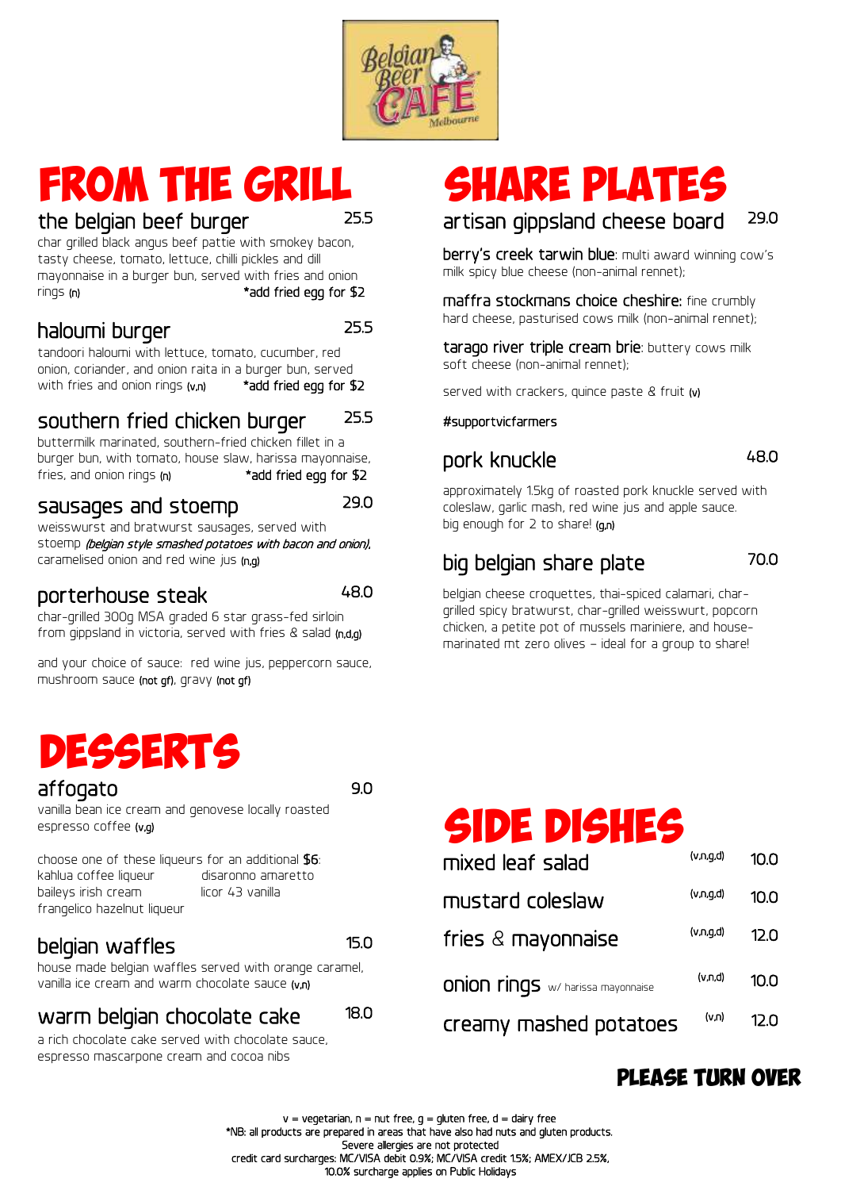# FROM THE GRILL

## the belgian beef burger 25.5

char grilled black angus beef pattie with smokey bacon, tasty cheese, tomato, lettuce, chilli pickles and dill mayonnaise in a burger bun, served with fries and onion rings (n) *add fried egg for $2

## haloumi burger 25.5

tandoori haloumi with lettuce, tomato, cucumber, red onion, coriander, and onion raita in a burger bun, served with fries and onion rings (v,n) *add fried egg for $2

## southern fried chicken burger 25.5

buttermilk marinated, southern-fried chicken fillet in a burger bun, with tomato, house slaw, harissa mayonnaise, fries, and onion rings (n) *add fried egg for $2

## sausages and stoemp 29.0

weisswurst and bratwurst sausages, served with stoemp *(belgian style smashed potatoes with bacon and onion)*, caramelised onion and red wine jus (n,g)

## porterhouse steak 48.0

char-grilled 300g MSA graded 6 star grass-fed sirloin from gippsland in victoria, served with fries & salad (n,d,g)

and your choice of sauce: red wine jus, peppercorn sauce, mushroom sauce (not gf), gravy (not gf)

# SHARE PLATES

## artisan gippsland cheese board 29.0

berry's creek tarwin blue: multi award winning cow's milk spicy blue cheese (non-animal rennet);

maffra stockmans choice cheshire: fine crumbly hard cheese, pasturised cows milk (non-animal rennet);

tarago river triple cream brie: buttery cows milk soft cheese (non-animal rennet);

served with crackers, quince paste & fruit (v)

#supportvicfarmers

## pork knuckle 48.0

approximately 1.5kg of roasted pork knuckle served with coleslaw, garlic mash, red wine jus and apple sauce. big enough for 2 to share! (g,n)

## big belgian share plate 70.0

belgian cheese croquettes, thai-spiced calamari, char-grilled spicy bratwurst, char-grilled weisswurt, popcorn chicken, a petite pot of mussels mariniere, and house-marinated mt zero olives – ideal for a group to share!

# DESSERTS

## affogato 9.0

vanilla bean ice cream and genovese locally roasted espresso coffee (v,g)

choose one of these liqueurs for an additional $6:

- kahlua coffee liqueur
- disaronno amaretto
- baileys irish cream
- licor 43 vanilla
- frangelico hazelnut liqueur

## belgian waffles 15.0

house made belgian waffles served with orange caramel, vanilla ice cream and warm chocolate sauce (v,n)

## warm belgian chocolate cake 18.0

a rich chocolate cake served with chocolate sauce, espresso mascarpone cream and cocoa nibs

# SIDE DISHES

| | | |
|---|---|---|
| mixed leaf salad | (v,n,g,d) | 10.0 |
| mustard coleslaw | (v,n,g,d) | 10.0 |
| fries & mayonnaise | (v,n,g,d) | 12.0 |
| onion rings w/ harissa mayonnaise | (v,n,d) | 10.0 |
| creamy mashed potatoes | (v,n) | 12.0 |

**PLEASE TURN OVER**

v = vegetarian, n = nut free, g = gluten free, d = dairy free
*NB: all products are prepared in areas that have also had nuts and gluten products.
Severe allergies are not protected
credit card surcharges: MC/VISA debit 0.9%; MC/VISA credit 1.5%; AMEX/JCB 2.5%,
10.0% surcharge applies on Public Holidays